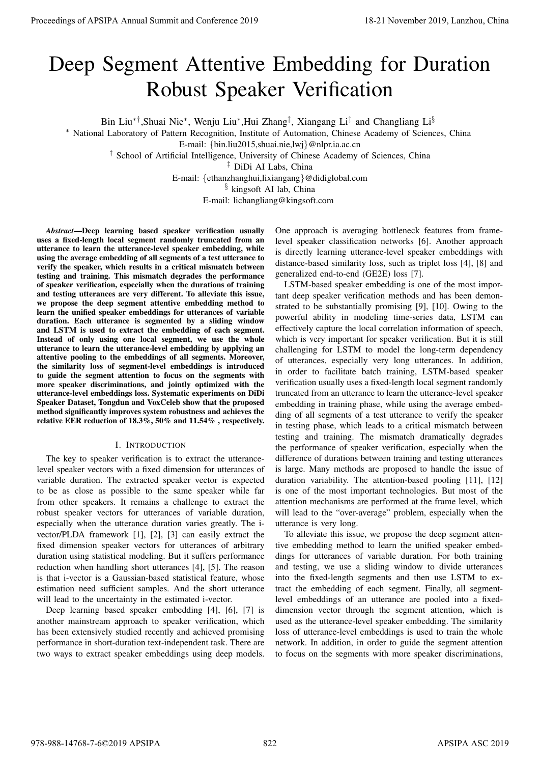# Deep Segment Attentive Embedding for Duration Robust Speaker Verification

Bin Liu[*†], Shuai Nie[*], Wenju Liu[*], Hui Zhang[‡], Xiangang Li[‡] and Changliang Li[§]

[*] National Laboratory of Pattern Recognition, Institute of Automation, Chinese Academy of Sciences, China
E-mail: {bin.liu2015,shuai.nie,lwj}@nlpr.ia.ac.cn

[†] School of Artificial Intelligence, University of Chinese Academy of Sciences, China

[‡] DiDi AI Labs, China
E-mail: {ethanzhanghui,lixiangang}@didiglobal.com

[§] kingsoft AI lab, China
E-mail: lichangliang@kingsoft.com

***Abstract*—Deep learning based speaker verification usually uses a fixed-length local segment randomly truncated from an utterance to learn the utterance-level speaker embedding, while using the average embedding of all segments of a test utterance to verify the speaker, which results in a critical mismatch between testing and training. This mismatch degrades the performance of speaker verification, especially when the durations of training and testing utterances are very different. To alleviate this issue, we propose the deep segment attentive embedding method to learn the unified speaker embeddings for utterances of variable duration. Each utterance is segmented by a sliding window and LSTM is used to extract the embedding of each segment. Instead of only using one local segment, we use the whole utterance to learn the utterance-level embedding by applying an attentive pooling to the embeddings of all segments. Moreover, the similarity loss of segment-level embeddings is introduced to guide the segment attention to focus on the segments with more speaker discriminations, and jointly optimized with the utterance-level embeddings loss. Systematic experiments on DiDi Speaker Dataset, Tongdun and VoxCeleb show that the proposed method significantly improves system robustness and achieves the relative EER reduction of 18.3%, 50% and 11.54% , respectively.**

## I. Introduction

The key to speaker verification is to extract the utterance-level speaker vectors with a fixed dimension for utterances of variable duration. The extracted speaker vector is expected to be as close as possible to the same speaker while far from other speakers. It remains a challenge to extract the robust speaker vectors for utterances of variable duration, especially when the utterance duration varies greatly. The i-vector/PLDA framework [1], [2], [3] can easily extract the fixed dimension speaker vectors for utterances of arbitrary duration using statistical modeling. But it suffers performance reduction when handling short utterances [4], [5]. The reason is that i-vector is a Gaussian-based statistical feature, whose estimation need sufficient samples. And the short utterance will lead to the uncertainty in the estimated i-vector.

Deep learning based speaker embedding [4], [6], [7] is another mainstream approach to speaker verification, which has been extensively studied recently and achieved promising performance in short-duration text-independent task. There are two ways to extract speaker embeddings using deep models. One approach is averaging bottleneck features from frame-level speaker classification networks [6]. Another approach is directly learning utterance-level speaker embeddings with distance-based similarity loss, such as triplet loss [4], [8] and generalized end-to-end (GE2E) loss [7].

LSTM-based speaker embedding is one of the most important deep speaker verification methods and has been demonstrated to be substantially promising [9], [10]. Owing to the powerful ability in modeling time-series data, LSTM can effectively capture the local correlation information of speech, which is very important for speaker verification. But it is still challenging for LSTM to model the long-term dependency of utterances, especially very long utterances. In addition, in order to facilitate batch training, LSTM-based speaker verification usually uses a fixed-length local segment randomly truncated from an utterance to learn the utterance-level speaker embedding in training phase, while using the average embedding of all segments of a test utterance to verify the speaker in testing phase, which leads to a critical mismatch between testing and training. The mismatch dramatically degrades the performance of speaker verification, especially when the difference of durations between training and testing utterances is large. Many methods are proposed to handle the issue of duration variability. The attention-based pooling [11], [12] is one of the most important technologies. But most of the attention mechanisms are performed at the frame level, which will lead to the "over-average" problem, especially when the utterance is very long.

To alleviate this issue, we propose the deep segment attentive embedding method to learn the unified speaker embeddings for utterances of variable duration. For both training and testing, we use a sliding window to divide utterances into the fixed-length segments and then use LSTM to extract the embedding of each segment. Finally, all segment-level embeddings of an utterance are pooled into a fixed-dimension vector through the segment attention, which is used as the utterance-level speaker embedding. The similarity loss of utterance-level embeddings is used to train the whole network. In addition, in order to guide the segment attention to focus on the segments with more speaker discriminations,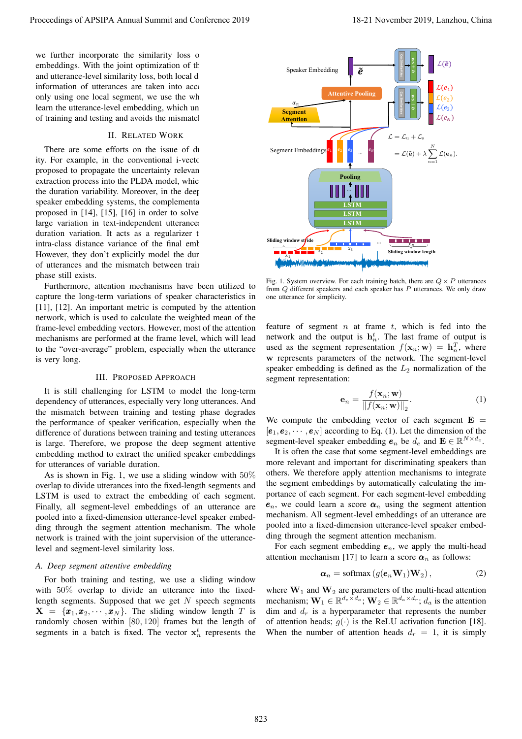we further incorporate the similarity loss o embeddings. With the joint optimization of th and utterance-level similarity loss, both local d information of utterances are taken into acc only using one local segment, we use the wh learn the utterance-level embedding, which un of training and testing and avoids the mismatcl

## II. Related Work

There are some efforts on the issue of du ity. For example, in the conventional i-vecto proposed to propagate the uncertainty relevan extraction process into the PLDA model, whic the duration variability. Moreover, in the deep speaker embedding systems, the complementa proposed in [14], [15], [16] in order to solve large variation in text-independent utterance duration variation. It acts as a regularizer t intra-class distance variance of the final emb However, they don't explicitly model the dur of utterances and the mismatch between trai phase still exists.

Furthermore, attention mechanisms have been utilized to capture the long-term variations of speaker characteristics in [11], [12]. An important metric is computed by the attention network, which is used to calculate the weighted mean of the frame-level embedding vectors. However, most of the attention mechanisms are performed at the frame level, which will lead to the "over-average" problem, especially when the utterance is very long.

## III. Proposed Approach

It is still challenging for LSTM to model the long-term dependency of utterances, especially very long utterances. And the mismatch between training and testing phase degrades the performance of speaker verification, especially when the difference of durations between training and testing utterances is large. Therefore, we propose the deep segment attentive embedding method to extract the unified speaker embeddings for utterances of variable duration.

As is shown in Fig. 1, we use a sliding window with 50% overlap to divide utterances into the fixed-length segments and LSTM is used to extract the embedding of each segment. Finally, all segment-level embeddings of an utterance are pooled into a fixed-dimension utterance-level speaker embedding through the segment attention mechanism. The whole network is trained with the joint supervision of the utterance-level and segment-level similarity loss.

### A. Deep segment attentive embedding

For both training and testing, we use a sliding window with 50% overlap to divide an utterance into the fixed-length segments. Supposed that we get $N$ speech segments $\mathbf{X} = \{\boldsymbol{x}_1, \boldsymbol{x}_2, \cdots, \boldsymbol{x}_N\}$. The sliding window length $T$ is randomly chosen within $[80, 120]$ frames but the length of segments in a batch is fixed. The vector $\mathbf{x}_n^t$ represents the feature of segment $n$ at frame $t$, which is fed into the network and the output is $\mathbf{h}_n^t$. The last frame of output is used as the segment representation $f(\mathbf{x}_n; \mathbf{w}) = \mathbf{h}_n^T$, where $\mathbf{w}$ represents parameters of the network. The segment-level speaker embedding is defined as the $L_2$ normalization of the segment representation:

Fig. 1. System overview. For each training batch, there are $Q \times P$ utterances from $Q$ different speakers and each speaker has $P$ utterances. We only draw one utterance for simplicity.

$$\mathbf{e}_n = \frac{f(\mathbf{x}_n; \mathbf{w})}{\|f(\mathbf{x}_n; \mathbf{w})\|_2}. \tag{1}$$

We compute the embedding vector of each segment $\mathbf{E} = [\boldsymbol{e}_1, \boldsymbol{e}_2, \cdots, \boldsymbol{e}_N]$ according to Eq. (1). Let the dimension of the segment-level speaker embedding $\boldsymbol{e}_n$ be $d_e$ and $\mathbf{E} \in \mathbb{R}^{N \times d_e}$.

It is often the case that some segment-level embeddings are more relevant and important for discriminating speakers than others. We therefore apply attention mechanisms to integrate the segment embeddings by automatically calculating the importance of each segment. For each segment-level embedding $\boldsymbol{e}_n$, we could learn a score $\boldsymbol{\alpha}_n$ using the segment attention mechanism. All segment-level embeddings of an utterance are pooled into a fixed-dimension utterance-level speaker embedding through the segment attention mechanism.

For each segment embedding $\boldsymbol{e}_n$, we apply the multi-head attention mechanism [17] to learn a score $\boldsymbol{\alpha}_n$ as follows:

$$\boldsymbol{\alpha}_n = \text{softmax}\left(g(\boldsymbol{e}_n \mathbf{W}_1)\mathbf{W}_2\right), \tag{2}$$

where $\mathbf{W}_1$ and $\mathbf{W}_2$ are parameters of the multi-head attention mechanism; $\mathbf{W}_1 \in \mathbb{R}^{d_e \times d_a}$; $\mathbf{W}_2 \in \mathbb{R}^{d_a \times d_r}$; $d_a$ is the attention dim and $d_r$ is a hyperparameter that represents the number of attention heads; $g(\cdot)$ is the ReLU activation function [18]. When the number of attention heads $d_r = 1$, it is simply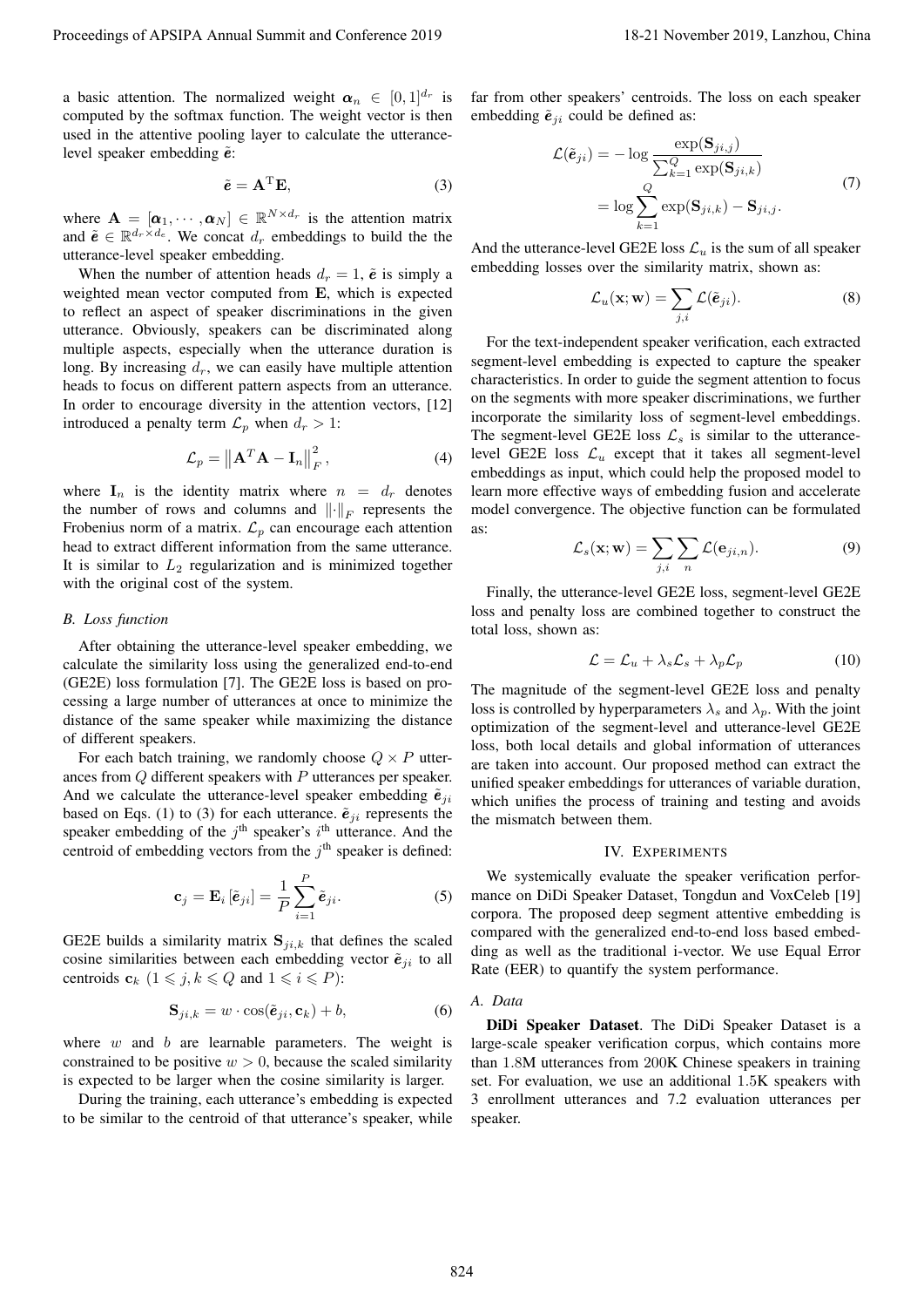a basic attention. The normalized weight $\boldsymbol{\alpha}_n \in [0,1]^{d_r}$ is computed by the softmax function. The weight vector is then used in the attentive pooling layer to calculate the utterance-level speaker embedding $\tilde{\boldsymbol{e}}$:

$$\tilde{\boldsymbol{e}} = \mathbf{A}^{\mathrm{T}}\mathbf{E}, \tag{3}$$

where $\mathbf{A} = [\boldsymbol{\alpha}_1, \cdots, \boldsymbol{\alpha}_N] \in \mathbb{R}^{N \times d_r}$ is the attention matrix and $\tilde{\boldsymbol{e}} \in \mathbb{R}^{d_r \times d_e}$. We concat $d_r$ embeddings to build the the utterance-level speaker embedding.

When the number of attention heads $d_r = 1$, $\tilde{\boldsymbol{e}}$ is simply a weighted mean vector computed from $\mathbf{E}$, which is expected to reflect an aspect of speaker discriminations in the given utterance. Obviously, speakers can be discriminated along multiple aspects, especially when the utterance duration is long. By increasing $d_r$, we can easily have multiple attention heads to focus on different pattern aspects from an utterance. In order to encourage diversity in the attention vectors, [12] introduced a penalty term $\mathcal{L}_p$ when $d_r > 1$:

$$\mathcal{L}_p = \left\| \mathbf{A}^T\mathbf{A} - \mathbf{I}_n \right\|_F^2, \tag{4}$$

where $\mathbf{I}_n$ is the identity matrix where $n = d_r$ denotes the number of rows and columns and $\|\cdot\|_F$ represents the Frobenius norm of a matrix. $\mathcal{L}_p$ can encourage each attention head to extract different information from the same utterance. It is similar to $L_2$ regularization and is minimized together with the original cost of the system.

### B. Loss function

After obtaining the utterance-level speaker embedding, we calculate the similarity loss using the generalized end-to-end (GE2E) loss formulation [7]. The GE2E loss is based on processing a large number of utterances at once to minimize the distance of the same speaker while maximizing the distance of different speakers.

For each batch training, we randomly choose $Q \times P$ utterances from $Q$ different speakers with $P$ utterances per speaker. And we calculate the utterance-level speaker embedding $\tilde{\boldsymbol{e}}_{ji}$ based on Eqs. (1) to (3) for each utterance. $\tilde{\boldsymbol{e}}_{ji}$ represents the speaker embedding of the $j^{\text{th}}$ speaker's $i^{\text{th}}$ utterance. And the centroid of embedding vectors from the $j^{\text{th}}$ speaker is defined:

$$\mathbf{c}_j = \mathbf{E}_i\left[\tilde{\boldsymbol{e}}_{ji}\right] = \frac{1}{P}\sum_{i=1}^{P}\tilde{\boldsymbol{e}}_{ji}. \tag{5}$$

GE2E builds a similarity matrix $\mathbf{S}_{ji,k}$ that defines the scaled cosine similarities between each embedding vector $\tilde{\boldsymbol{e}}_{ji}$ to all centroids $\mathbf{c}_k$ ($1 \leqslant j,k \leqslant Q$ and $1 \leqslant i \leqslant P$):

$$\mathbf{S}_{ji,k} = w \cdot \cos(\tilde{\boldsymbol{e}}_{ji}, \mathbf{c}_k) + b, \tag{6}$$

where $w$ and $b$ are learnable parameters. The weight is constrained to be positive $w > 0$, because the scaled similarity is expected to be larger when the cosine similarity is larger.

During the training, each utterance's embedding is expected to be similar to the centroid of that utterance's speaker, while far from other speakers' centroids. The loss on each speaker embedding $\tilde{\boldsymbol{e}}_{ji}$ could be defined as:

$$\begin{aligned}\mathcal{L}(\tilde{\boldsymbol{e}}_{ji}) &= -\log\frac{\exp(\mathbf{S}_{ji,j})}{\sum_{k=1}^{Q}\exp(\mathbf{S}_{ji,k})} \\ &= \log\sum_{k=1}^{Q}\exp(\mathbf{S}_{ji,k}) - \mathbf{S}_{ji,j}.\end{aligned} \tag{7}$$

And the utterance-level GE2E loss $\mathcal{L}_u$ is the sum of all speaker embedding losses over the similarity matrix, shown as:

$$\mathcal{L}_u(\mathbf{x};\mathbf{w}) = \sum_{j,i}\mathcal{L}(\tilde{\boldsymbol{e}}_{ji}). \tag{8}$$

For the text-independent speaker verification, each extracted segment-level embedding is expected to capture the speaker characteristics. In order to guide the segment attention to focus on the segments with more speaker discriminations, we further incorporate the similarity loss of segment-level embeddings. The segment-level GE2E loss $\mathcal{L}_s$ is similar to the utterance-level GE2E loss $\mathcal{L}_u$ except that it takes all segment-level embeddings as input, which could help the proposed model to learn more effective ways of embedding fusion and accelerate model convergence. The objective function can be formulated as:

$$\mathcal{L}_s(\mathbf{x};\mathbf{w}) = \sum_{j,i}\sum_{n}\mathcal{L}(\mathbf{e}_{ji,n}). \tag{9}$$

Finally, the utterance-level GE2E loss, segment-level GE2E loss and penalty loss are combined together to construct the total loss, shown as:

$$\mathcal{L} = \mathcal{L}_u + \lambda_s\mathcal{L}_s + \lambda_p\mathcal{L}_p \tag{10}$$

The magnitude of the segment-level GE2E loss and penalty loss is controlled by hyperparameters $\lambda_s$ and $\lambda_p$. With the joint optimization of the segment-level and utterance-level GE2E loss, both local details and global information of utterances are taken into account. Our proposed method can extract the unified speaker embeddings for utterances of variable duration, which unifies the process of training and testing and avoids the mismatch between them.

## IV. Experiments

We systemically evaluate the speaker verification performance on DiDi Speaker Dataset, Tongdun and VoxCeleb [19] corpora. The proposed deep segment attentive embedding is compared with the generalized end-to-end loss based embedding as well as the traditional i-vector. We use Equal Error Rate (EER) to quantify the system performance.

### A. Data

**DiDi Speaker Dataset**. The DiDi Speaker Dataset is a large-scale speaker verification corpus, which contains more than 1.8M utterances from 200K Chinese speakers in training set. For evaluation, we use an additional 1.5K speakers with 3 enrollment utterances and 7.2 evaluation utterances per speaker.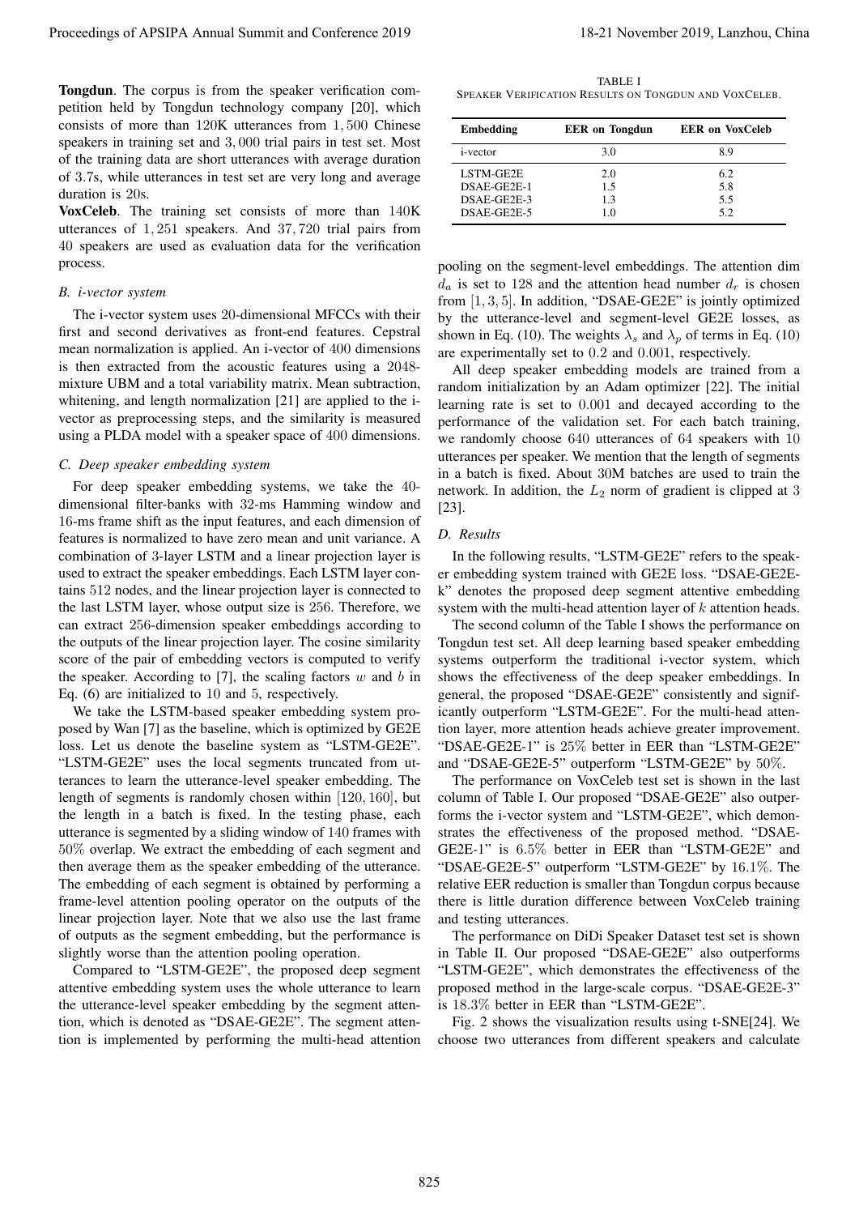**Tongdun**. The corpus is from the speaker verification competition held by Tongdun technology company [20], which consists of more than 120K utterances from $1,500$ Chinese speakers in training set and $3,000$ trial pairs in test set. Most of the training data are short utterances with average duration of 3.7s, while utterances in test set are very long and average duration is 20s.

**VoxCeleb**. The training set consists of more than 140K utterances of $1,251$ speakers. And $37,720$ trial pairs from 40 speakers are used as evaluation data for the verification process.

### B. i-vector system

The i-vector system uses 20-dimensional MFCCs with their first and second derivatives as front-end features. Cepstral mean normalization is applied. An i-vector of 400 dimensions is then extracted from the acoustic features using a 2048-mixture UBM and a total variability matrix. Mean subtraction, whitening, and length normalization [21] are applied to the i-vector as preprocessing steps, and the similarity is measured using a PLDA model with a speaker space of 400 dimensions.

### C. Deep speaker embedding system

For deep speaker embedding systems, we take the 40-dimensional filter-banks with 32-ms Hamming window and 16-ms frame shift as the input features, and each dimension of features is normalized to have zero mean and unit variance. A combination of 3-layer LSTM and a linear projection layer is used to extract the speaker embeddings. Each LSTM layer contains 512 nodes, and the linear projection layer is connected to the last LSTM layer, whose output size is 256. Therefore, we can extract 256-dimension speaker embeddings according to the outputs of the linear projection layer. The cosine similarity score of the pair of embedding vectors is computed to verify the speaker. According to [7], the scaling factors $w$ and $b$ in Eq. (6) are initialized to 10 and 5, respectively.

We take the LSTM-based speaker embedding system proposed by Wan [7] as the baseline, which is optimized by GE2E loss. Let us denote the baseline system as "LSTM-GE2E". "LSTM-GE2E" uses the local segments truncated from utterances to learn the utterance-level speaker embedding. The length of segments is randomly chosen within $[120, 160]$, but the length in a batch is fixed. In the testing phase, each utterance is segmented by a sliding window of 140 frames with 50% overlap. We extract the embedding of each segment and then average them as the speaker embedding of the utterance. The embedding of each segment is obtained by performing a frame-level attention pooling operator on the outputs of the linear projection layer. Note that we also use the last frame of outputs as the segment embedding, but the performance is slightly worse than the attention pooling operation.

Compared to "LSTM-GE2E", the proposed deep segment attentive embedding system uses the whole utterance to learn the utterance-level speaker embedding by the segment attention, which is denoted as "DSAE-GE2E". The segment attention is implemented by performing the multi-head attention pooling on the segment-level embeddings. The attention dim $d_a$ is set to 128 and the attention head number $d_r$ is chosen from $[1, 3, 5]$. In addition, "DSAE-GE2E" is jointly optimized by the utterance-level and segment-level GE2E losses, as shown in Eq. (10). The weights $\lambda_s$ and $\lambda_p$ of terms in Eq. (10) are experimentally set to 0.2 and 0.001, respectively.

All deep speaker embedding models are trained from a random initialization by an Adam optimizer [22]. The initial learning rate is set to 0.001 and decayed according to the performance of the validation set. For each batch training, we randomly choose 640 utterances of 64 speakers with 10 utterances per speaker. We mention that the length of segments in a batch is fixed. About 30M batches are used to train the network. In addition, the $L_2$ norm of gradient is clipped at 3 [23].

TABLE I
SPEAKER VERIFICATION RESULTS ON TONGDUN AND VOXCELEB.

| Embedding | EER on Tongdun | EER on VoxCeleb |
|---|---|---|
| i-vector | 3.0 | 8.9 |
| LSTM-GE2E | 2.0 | 6.2 |
| DSAE-GE2E-1 | 1.5 | 5.8 |
| DSAE-GE2E-3 | 1.3 | 5.5 |
| DSAE-GE2E-5 | 1.0 | 5.2 |

### D. Results

In the following results, "LSTM-GE2E" refers to the speaker embedding system trained with GE2E loss. "DSAE-GE2E-k" denotes the proposed deep segment attentive embedding system with the multi-head attention layer of $k$ attention heads.

The second column of the Table I shows the performance on Tongdun test set. All deep learning based speaker embedding systems outperform the traditional i-vector system, which shows the effectiveness of the deep speaker embeddings. In general, the proposed "DSAE-GE2E" consistently and significantly outperform "LSTM-GE2E". For the multi-head attention layer, more attention heads achieve greater improvement. "DSAE-GE2E-1" is 25% better in EER than "LSTM-GE2E" and "DSAE-GE2E-5" outperform "LSTM-GE2E" by 50%.

The performance on VoxCeleb test set is shown in the last column of Table I. Our proposed "DSAE-GE2E" also outperforms the i-vector system and "LSTM-GE2E", which demonstrates the effectiveness of the proposed method. "DSAE-GE2E-1" is 6.5% better in EER than "LSTM-GE2E" and "DSAE-GE2E-5" outperform "LSTM-GE2E" by 16.1%. The relative EER reduction is smaller than Tongdun corpus because there is little duration difference between VoxCeleb training and testing utterances.

The performance on DiDi Speaker Dataset test set is shown in Table II. Our proposed "DSAE-GE2E" also outperforms "LSTM-GE2E", which demonstrates the effectiveness of the proposed method in the large-scale corpus. "DSAE-GE2E-3" is 18.3% better in EER than "LSTM-GE2E".

Fig. 2 shows the visualization results using t-SNE[24]. We choose two utterances from different speakers and calculate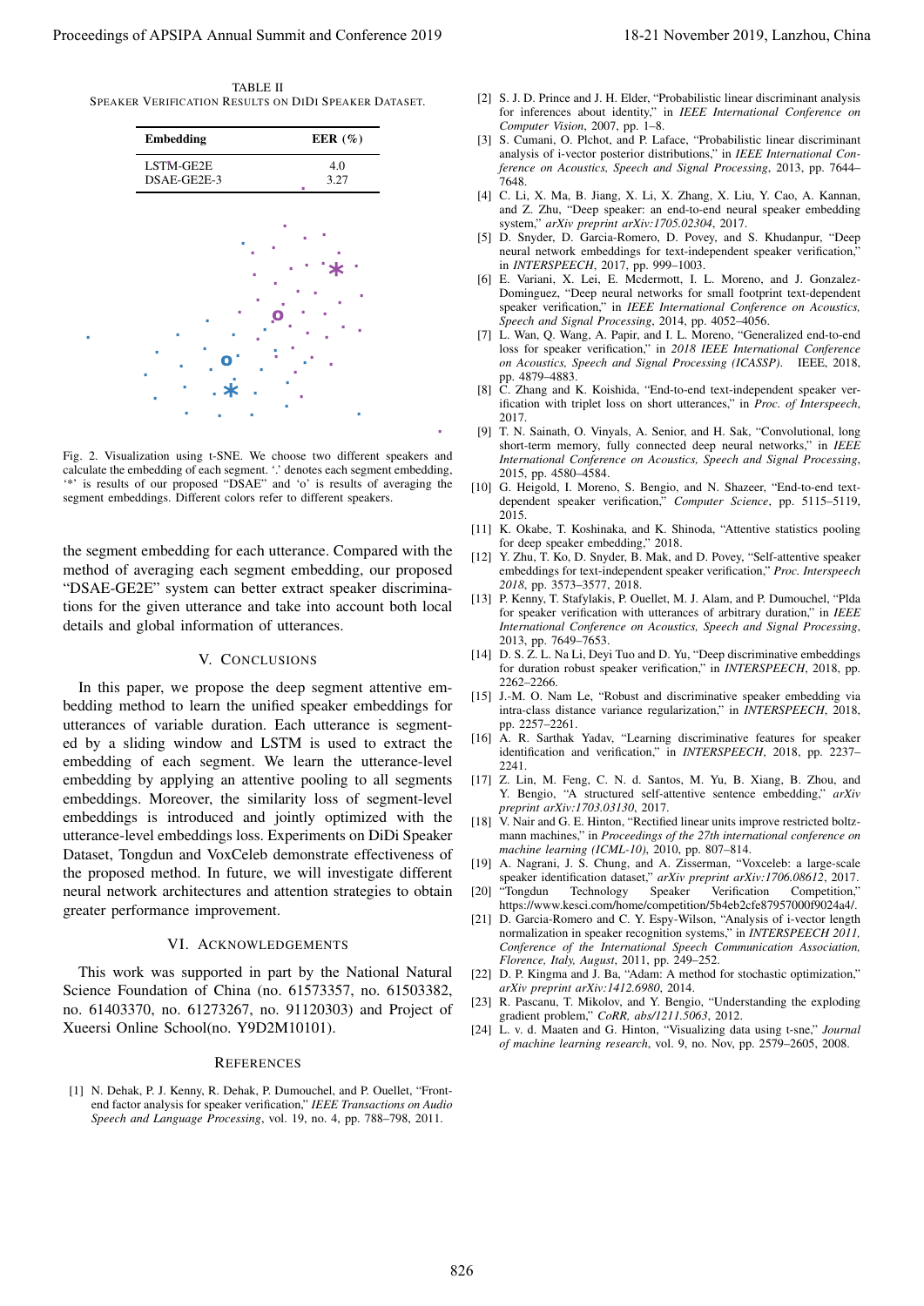TABLE II
SPEAKER VERIFICATION RESULTS ON DIDI SPEAKER DATASET.

| Embedding | EER (%) |
|---|---|
| LSTM-GE2E | 4.0 |
| DSAE-GE2E-3 | 3.27 |

Fig. 2. Visualization using t-SNE. We choose two different speakers and calculate the embedding of each segment. '.' denotes each segment embedding, '*' is results of our proposed "DSAE" and 'o' is results of averaging the segment embeddings. Different colors refer to different speakers.

the segment embedding for each utterance. Compared with the method of averaging each segment embedding, our proposed "DSAE-GE2E" system can better extract speaker discriminations for the given utterance and take into account both local details and global information of utterances.

## V. CONCLUSIONS

In this paper, we propose the deep segment attentive embedding method to learn the unified speaker embeddings for utterances of variable duration. Each utterance is segmented by a sliding window and LSTM is used to extract the embedding of each segment. We learn the utterance-level embedding by applying an attentive pooling to all segments embeddings. Moreover, the similarity loss of segment-level embeddings is introduced and jointly optimized with the utterance-level embeddings loss. Experiments on DiDi Speaker Dataset, Tongdun and VoxCeleb demonstrate effectiveness of the proposed method. In future, we will investigate different neural network architectures and attention strategies to obtain greater performance improvement.

## VI. ACKNOWLEDGEMENTS

This work was supported in part by the National Natural Science Foundation of China (no. 61573357, no. 61503382, no. 61403370, no. 61273267, no. 91120303) and Project of Xueersi Online School(no. Y9D2M10101).

## REFERENCES

[1] N. Dehak, P. J. Kenny, R. Dehak, P. Dumouchel, and P. Ouellet, "Front-end factor analysis for speaker verification," *IEEE Transactions on Audio Speech and Language Processing*, vol. 19, no. 4, pp. 788–798, 2011.

[2] S. J. D. Prince and J. H. Elder, "Probabilistic linear discriminant analysis for inferences about identity," in *IEEE International Conference on Computer Vision*, 2007, pp. 1–8.

[3] S. Cumani, O. Plchot, and P. Laface, "Probabilistic linear discriminant analysis of i-vector posterior distributions," in *IEEE International Conference on Acoustics, Speech and Signal Processing*, 2013, pp. 7644–7648.

[4] C. Li, X. Ma, B. Jiang, X. Li, X. Zhang, X. Liu, Y. Cao, A. Kannan, and Z. Zhu, "Deep speaker: an end-to-end neural speaker embedding system," *arXiv preprint arXiv:1705.02304*, 2017.

[5] D. Snyder, D. Garcia-Romero, D. Povey, and S. Khudanpur, "Deep neural network embeddings for text-independent speaker verification," in *INTERSPEECH*, 2017, pp. 999–1003.

[6] E. Variani, X. Lei, E. Mcdermott, I. L. Moreno, and J. Gonzalez-Dominguez, "Deep neural networks for small footprint text-dependent speaker verification," in *IEEE International Conference on Acoustics, Speech and Signal Processing*, 2014, pp. 4052–4056.

[7] L. Wan, Q. Wang, A. Papir, and I. L. Moreno, "Generalized end-to-end loss for speaker verification," in *2018 IEEE International Conference on Acoustics, Speech and Signal Processing (ICASSP)*. IEEE, 2018, pp. 4879–4883.

[8] C. Zhang and K. Koishida, "End-to-end text-independent speaker verification with triplet loss on short utterances," in *Proc. of Interspeech*, 2017.

[9] T. N. Sainath, O. Vinyals, A. Senior, and H. Sak, "Convolutional, long short-term memory, fully connected deep neural networks," in *IEEE International Conference on Acoustics, Speech and Signal Processing*, 2015, pp. 4580–4584.

[10] G. Heigold, I. Moreno, S. Bengio, and N. Shazeer, "End-to-end text-dependent speaker verification," *Computer Science*, pp. 5115–5119, 2015.

[11] K. Okabe, T. Koshinaka, and K. Shinoda, "Attentive statistics pooling for deep speaker embedding," 2018.

[12] Y. Zhu, T. Ko, D. Snyder, B. Mak, and D. Povey, "Self-attentive speaker embeddings for text-independent speaker verification," *Proc. Interspeech 2018*, pp. 3573–3577, 2018.

[13] P. Kenny, T. Stafylakis, P. Ouellet, M. J. Alam, and P. Dumouchel, "Plda for speaker verification with utterances of arbitrary duration," in *IEEE International Conference on Acoustics, Speech and Signal Processing*, 2013, pp. 7649–7653.

[14] D. S. Z. L. Na Li, Deyi Tuo and D. Yu, "Deep discriminative embeddings for duration robust speaker verification," in *INTERSPEECH*, 2018, pp. 2262–2266.

[15] J.-M. O. Nam Le, "Robust and discriminative speaker embedding via intra-class distance variance regularization," in *INTERSPEECH*, 2018, pp. 2257–2261.

[16] A. R. Sarthak Yadav, "Learning discriminative features for speaker identification and verification," in *INTERSPEECH*, 2018, pp. 2237–2241.

[17] Z. Lin, M. Feng, C. N. d. Santos, M. Yu, B. Xiang, B. Zhou, and Y. Bengio, "A structured self-attentive sentence embedding," *arXiv preprint arXiv:1703.03130*, 2017.

[18] V. Nair and G. E. Hinton, "Rectified linear units improve restricted boltzmann machines," in *Proceedings of the 27th international conference on machine learning (ICML-10)*, 2010, pp. 807–814.

[19] A. Nagrani, J. S. Chung, and A. Zisserman, "Voxceleb: a large-scale speaker identification dataset," *arXiv preprint arXiv:1706.08612*, 2017.

[20] "Tongdun Technology Speaker Verification Competition," https://www.kesci.com/home/competition/5b4eb2cfe87957000f9024a4/.

[21] D. Garcia-Romero and C. Y. Espy-Wilson, "Analysis of i-vector length normalization in speaker recognition systems," in *INTERSPEECH 2011, Conference of the International Speech Communication Association, Florence, Italy, August*, 2011, pp. 249–252.

[22] D. P. Kingma and J. Ba, "Adam: A method for stochastic optimization," *arXiv preprint arXiv:1412.6980*, 2014.

[23] R. Pascanu, T. Mikolov, and Y. Bengio, "Understanding the exploding gradient problem," *CoRR, abs/1211.5063*, 2012.

[24] L. v. d. Maaten and G. Hinton, "Visualizing data using t-sne," *Journal of machine learning research*, vol. 9, no. Nov, pp. 2579–2605, 2008.